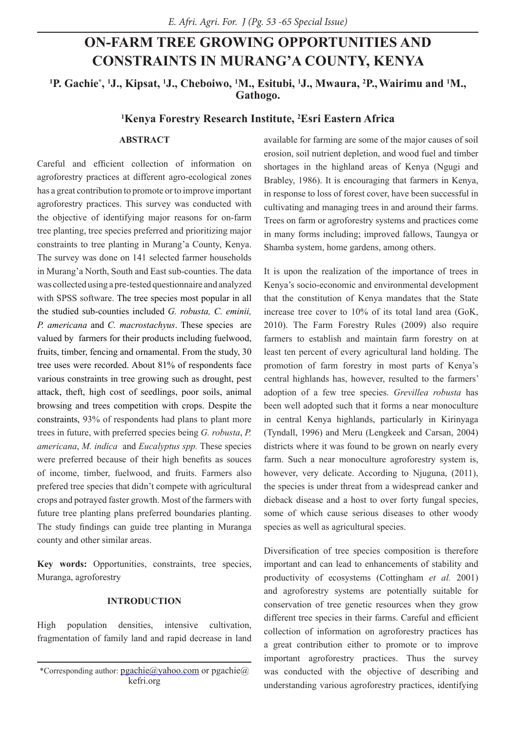# ON-FARM TREE GROWING OPPORTUNITIES AND CONSTRAINTS IN MURANG'A COUNTY, KENYA

**[1]P. Gachie*, [1]J., Kipsat, [1]J., Cheboiwo, [1]M., Esitubi, [1]J., Mwaura, [2]P., Wairimu and [1]M., Gathogo.**

**[1]Kenya Forestry Research Institute, [2]Esri Eastern Africa**

## ABSTRACT

Careful and efficient collection of information on agroforestry practices at different agro-ecological zones has a great contribution to promote or to improve important agroforestry practices. This survey was conducted with the objective of identifying major reasons for on-farm tree planting, tree species preferred and prioritizing major constraints to tree planting in Murang'a County, Kenya. The survey was done on 141 selected farmer households in Murang'a North, South and East sub-counties. The data was collected using a pre-tested questionnaire and analyzed with SPSS software. The tree species most popular in all the studied sub-counties included *G. robusta, C. eminii, P. americana* and *C. macrostachyus*. These species are valued by farmers for their products including fuelwood, fruits, timber, fencing and ornamental. From the study, 30 tree uses were recorded. About 81% of respondents face various constraints in tree growing such as drought, pest attack, theft, high cost of seedlings, poor soils, animal browsing and trees competition with crops. Despite the constraints, 93% of respondents had plans to plant more trees in future, with preferred species being *G. robusta*, *P. americana*, *M. indica* and *Eucalyptus spp.* These species were preferred because of their high benefits as souces of income, timber, fuelwood, and fruits. Farmers also prefered tree species that didn't compete with agricultural crops and potrayed faster growth. Most of the farmers with future tree planting plans preferred boundaries planting. The study findings can guide tree planting in Muranga county and other similar areas.

**Key words:** Opportunities, constraints, tree species, Muranga, agroforestry

## INTRODUCTION

High population densities, intensive cultivation, fragmentation of family land and rapid decrease in land available for farming are some of the major causes of soil erosion, soil nutrient depletion, and wood fuel and timber shortages in the highland areas of Kenya (Ngugi and Brabley, 1986). It is encouraging that farmers in Kenya, in response to loss of forest cover, have been successful in cultivating and managing trees in and around their farms. Trees on farm or agroforestry systems and practices come in many forms including; improved fallows, Taungya or Shamba system, home gardens, among others.

It is upon the realization of the importance of trees in Kenya's socio-economic and environmental development that the constitution of Kenya mandates that the State increase tree cover to 10% of its total land area (GoK, 2010). The Farm Forestry Rules (2009) also require farmers to establish and maintain farm forestry on at least ten percent of every agricultural land holding. The promotion of farm forestry in most parts of Kenya's central highlands has, however, resulted to the farmers' adoption of a few tree species. *Grevillea robusta* has been well adopted such that it forms a near monoculture in central Kenya highlands, particularly in Kirinyaga (Tyndall, 1996) and Meru (Lengkeek and Carsan, 2004) districts where it was found to be grown on nearly every farm. Such a near monoculture agroforestry system is, however, very delicate. According to Njuguna, (2011), the species is under threat from a widespread canker and dieback disease and a host to over forty fungal species, some of which cause serious diseases to other woody species as well as agricultural species.

Diversification of tree species composition is therefore important and can lead to enhancements of stability and productivity of ecosystems (Cottingham *et al.* 2001) and agroforestry systems are potentially suitable for conservation of tree genetic resources when they grow different tree species in their farms. Careful and efficient collection of information on agroforestry practices has a great contribution either to promote or to improve important agroforestry practices. Thus the survey was conducted with the objective of describing and understanding various agroforestry practices, identifying

*Corresponding author: pgachie@yahoo.com or pgachie@kefri.org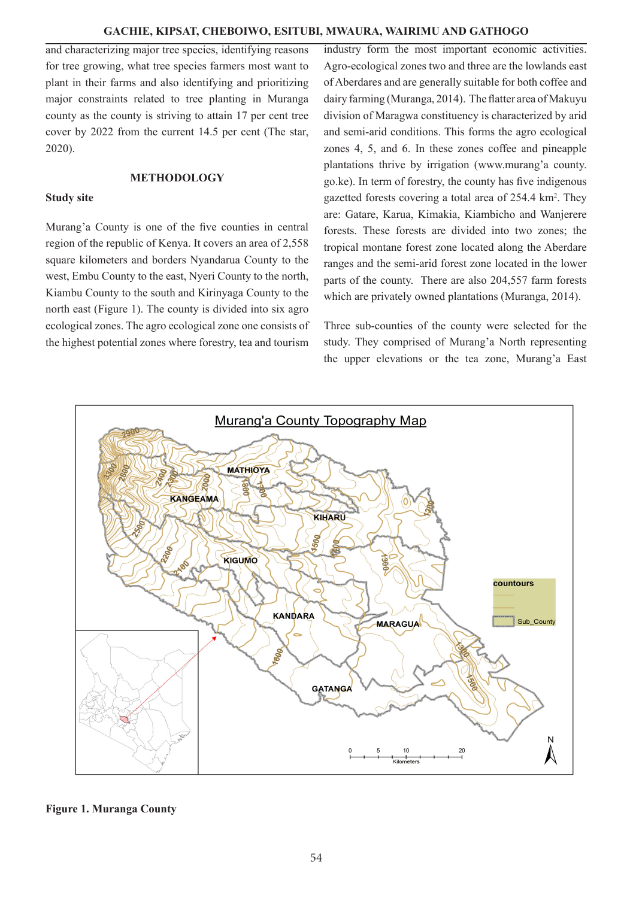and characterizing major tree species, identifying reasons for tree growing, what tree species farmers most want to plant in their farms and also identifying and prioritizing major constraints related to tree planting in Muranga county as the county is striving to attain 17 per cent tree cover by 2022 from the current 14.5 per cent (The star, 2020).

## METHODOLOGY

### Study site

Murang'a County is one of the five counties in central region of the republic of Kenya. It covers an area of 2,558 square kilometers and borders Nyandarua County to the west, Embu County to the east, Nyeri County to the north, Kiambu County to the south and Kirinyaga County to the north east (Figure 1). The county is divided into six agro ecological zones. The agro ecological zone one consists of the highest potential zones where forestry, tea and tourism industry form the most important economic activities. Agro-ecological zones two and three are the lowlands east of Aberdares and are generally suitable for both coffee and dairy farming (Muranga, 2014). The flatter area of Makuyu division of Maragwa constituency is characterized by arid and semi-arid conditions. This forms the agro ecological zones 4, 5, and 6. In these zones coffee and pineapple plantations thrive by irrigation (www.murang'a county.go.ke). In term of forestry, the county has five indigenous gazetted forests covering a total area of 254.4 km$^2$. They are: Gatare, Karua, Kimakia, Kiambicho and Wanjerere forests. These forests are divided into two zones; the tropical montane forest zone located along the Aberdare ranges and the semi-arid forest zone located in the lower parts of the county. There are also 204,557 farm forests which are privately owned plantations (Muranga, 2014).

Three sub-counties of the county were selected for the study. They comprised of Murang'a North representing the upper elevations or the tea zone, Murang'a East

**Figure 1. Muranga County**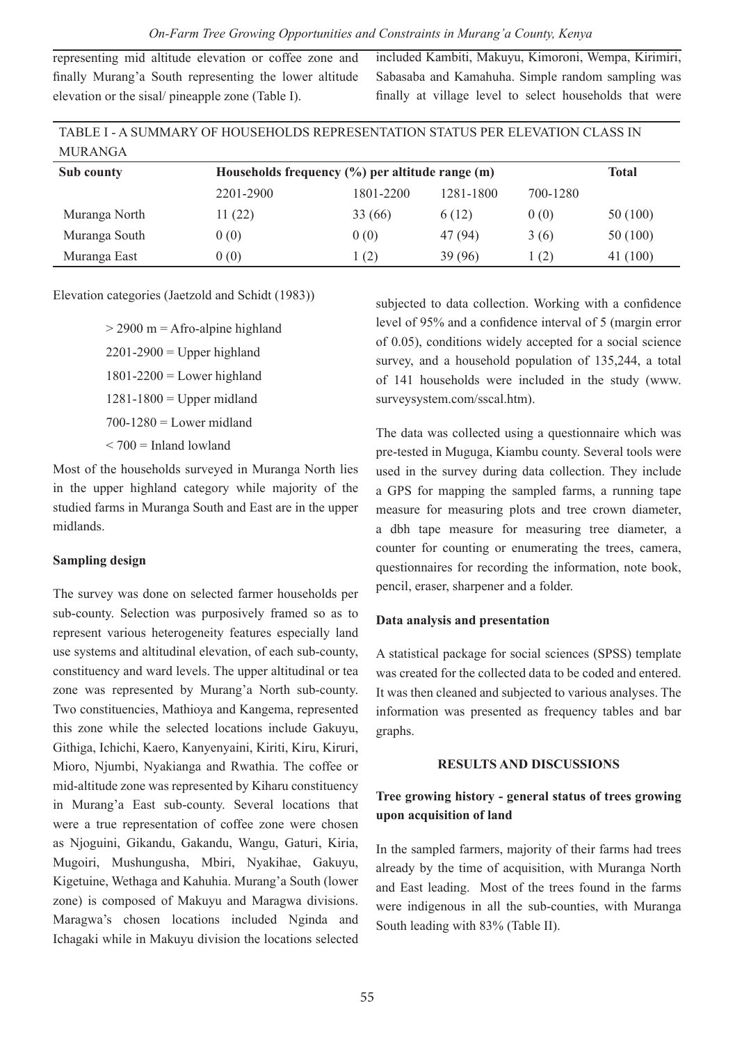representing mid altitude elevation or coffee zone and finally Murang'a South representing the lower altitude elevation or the sisal/ pineapple zone (Table I).

included Kambiti, Makuyu, Kimoroni, Wempa, Kirimiri, Sabasaba and Kamahuha. Simple random sampling was finally at village level to select households that were subjected to data collection. Working with a confidence level of 95% and a confidence interval of 5 (margin error of 0.05), conditions widely accepted for a social science survey, and a household population of 135,244, a total of 141 households were included in the study (www.surveysystem.com/sscal.htm).

TABLE I - A SUMMARY OF HOUSEHOLDS REPRESENTATION STATUS PER ELEVATION CLASS IN MURANGA

| Sub county | Households frequency (%) per altitude range (m) | | | | Total |
|---|---|---|---|---|---|
| | 2201-2900 | 1801-2200 | 1281-1800 | 700-1280 | |
| Muranga North | 11 (22) | 33 (66) | 6 (12) | 0 (0) | 50 (100) |
| Muranga South | 0 (0) | 0 (0) | 47 (94) | 3 (6) | 50 (100) |
| Muranga East | 0 (0) | 1 (2) | 39 (96) | 1 (2) | 41 (100) |

Elevation categories (Jaetzold and Schidt (1983))

> 2900 m = Afro-alpine highland
2201-2900 = Upper highland
1801-2200 = Lower highland
1281-1800 = Upper midland
700-1280 = Lower midland
< 700 = Inland lowland

Most of the households surveyed in Muranga North lies in the upper highland category while majority of the studied farms in Muranga South and East are in the upper midlands.

**Sampling design**

The survey was done on selected farmer households per sub-county. Selection was purposively framed so as to represent various heterogeneity features especially land use systems and altitudinal elevation, of each sub-county, constituency and ward levels. The upper altitudinal or tea zone was represented by Murang'a North sub-county. Two constituencies, Mathioya and Kangema, represented this zone while the selected locations include Gakuyu, Githiga, Ichichi, Kaero, Kanyenyaini, Kiriti, Kiru, Kiruri, Mioro, Njumbi, Nyakianga and Rwathia. The coffee or mid-altitude zone was represented by Kiharu constituency in Murang'a East sub-county. Several locations that were a true representation of coffee zone were chosen as Njoguini, Gikandu, Gakandu, Wangu, Gaturi, Kiria, Mugoiri, Mushungusha, Mbiri, Nyakihae, Gakuyu, Kigetuine, Wethaga and Kahuhia. Murang'a South (lower zone) is composed of Makuyu and Maragwa divisions. Maragwa's chosen locations included Nginda and Ichagaki while in Makuyu division the locations selected

The data was collected using a questionnaire which was pre-tested in Muguga, Kiambu county. Several tools were used in the survey during data collection. They include a GPS for mapping the sampled farms, a running tape measure for measuring plots and tree crown diameter, a dbh tape measure for measuring tree diameter, a counter for counting or enumerating the trees, camera, questionnaires for recording the information, note book, pencil, eraser, sharpener and a folder.

**Data analysis and presentation**

A statistical package for social sciences (SPSS) template was created for the collected data to be coded and entered. It was then cleaned and subjected to various analyses. The information was presented as frequency tables and bar graphs.

## RESULTS AND DISCUSSIONS

**Tree growing history - general status of trees growing upon acquisition of land**

In the sampled farmers, majority of their farms had trees already by the time of acquisition, with Muranga North and East leading. Most of the trees found in the farms were indigenous in all the sub-counties, with Muranga South leading with 83% (Table II).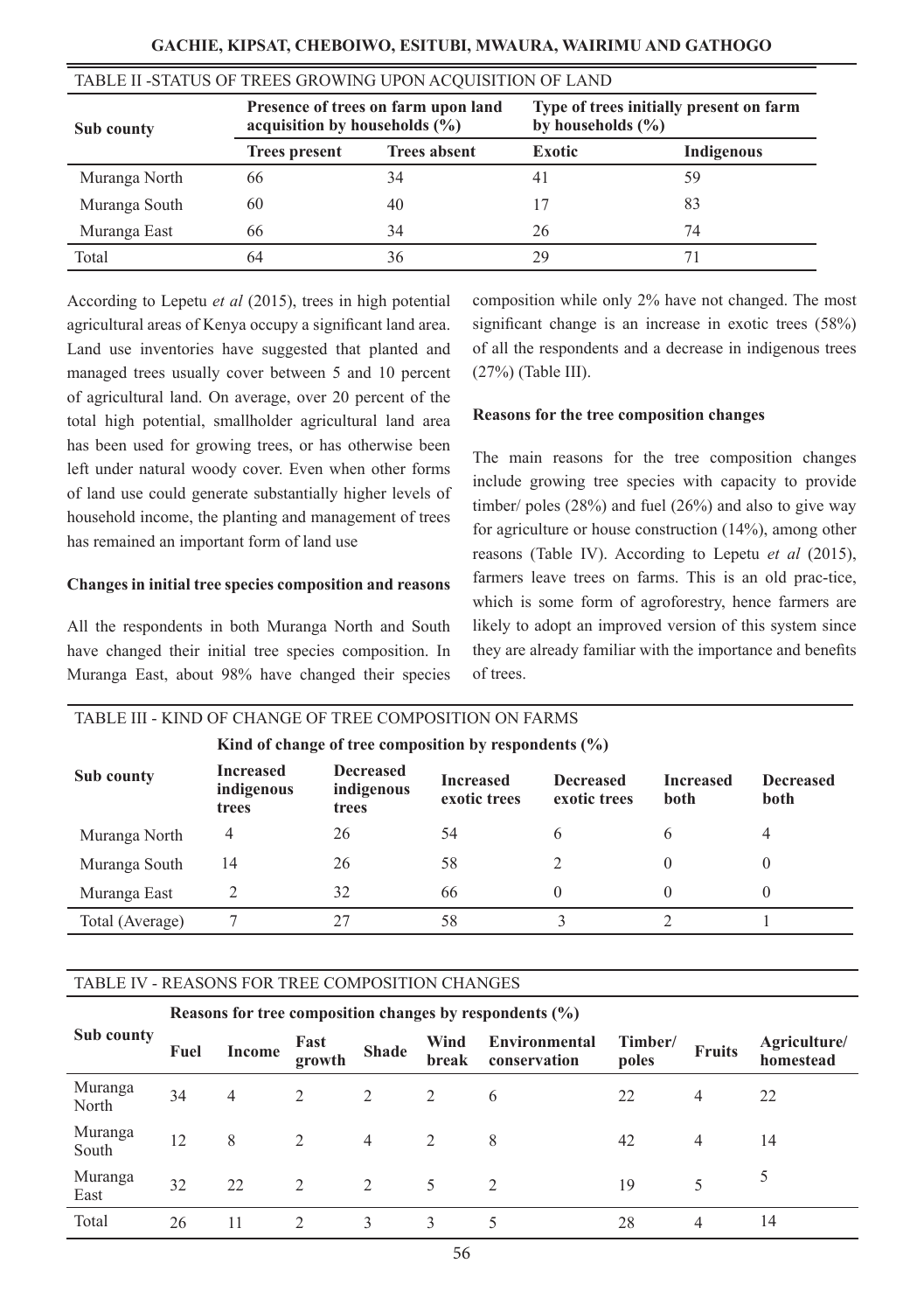TABLE II -STATUS OF TREES GROWING UPON ACQUISITION OF LAND

| Sub county | Presence of trees on farm upon land acquisition by households (%) | | Type of trees initially present on farm by households (%) | |
|---|---|---|---|---|
| | Trees present | Trees absent | Exotic | Indigenous |
| Muranga North | 66 | 34 | 41 | 59 |
| Muranga South | 60 | 40 | 17 | 83 |
| Muranga East | 66 | 34 | 26 | 74 |
| Total | 64 | 36 | 29 | 71 |

According to Lepetu *et al* (2015), trees in high potential agricultural areas of Kenya occupy a significant land area. Land use inventories have suggested that planted and managed trees usually cover between 5 and 10 percent of agricultural land. On average, over 20 percent of the total high potential, smallholder agricultural land area has been used for growing trees, or has otherwise been left under natural woody cover. Even when other forms of land use could generate substantially higher levels of household income, the planting and management of trees has remained an important form of land use

**Changes in initial tree species composition and reasons**

All the respondents in both Muranga North and South have changed their initial tree species composition. In Muranga East, about 98% have changed their species composition while only 2% have not changed. The most significant change is an increase in exotic trees (58%) of all the respondents and a decrease in indigenous trees (27%) (Table III).

**Reasons for the tree composition changes**

The main reasons for the tree composition changes include growing tree species with capacity to provide timber/ poles (28%) and fuel (26%) and also to give way for agriculture or house construction (14%), among other reasons (Table IV). According to Lepetu *et al* (2015), farmers leave trees on farms. This is an old prac-tice, which is some form of agroforestry, hence farmers are likely to adopt an improved version of this system since they are already familiar with the importance and benefits of trees.

TABLE III - KIND OF CHANGE OF TREE COMPOSITION ON FARMS

| Sub county | Kind of change of tree composition by respondents (%) | | | | | |
|---|---|---|---|---|---|---|
| | Increased indigenous trees | Decreased indigenous trees | Increased exotic trees | Decreased exotic trees | Increased both | Decreased both |
| Muranga North | 4 | 26 | 54 | 6 | 6 | 4 |
| Muranga South | 14 | 26 | 58 | 2 | 0 | 0 |
| Muranga East | 2 | 32 | 66 | 0 | 0 | 0 |
| Total (Average) | 7 | 27 | 58 | 3 | 2 | 1 |

TABLE IV - REASONS FOR TREE COMPOSITION CHANGES

| Sub county | Reasons for tree composition changes by respondents (%) | | | | | | | | |
|---|---|---|---|---|---|---|---|---|---|
| | Fuel | Income | Fast growth | Shade | Wind break | Environmental conservation | Timber/ poles | Fruits | Agriculture/ homestead |
| Muranga North | 34 | 4 | 2 | 2 | 2 | 6 | 22 | 4 | 22 |
| Muranga South | 12 | 8 | 2 | 4 | 2 | 8 | 42 | 4 | 14 |
| Muranga East | 32 | 22 | 2 | 2 | 5 | 2 | 19 | 5 | 5 |
| Total | 26 | 11 | 2 | 3 | 3 | 5 | 28 | 4 | 14 |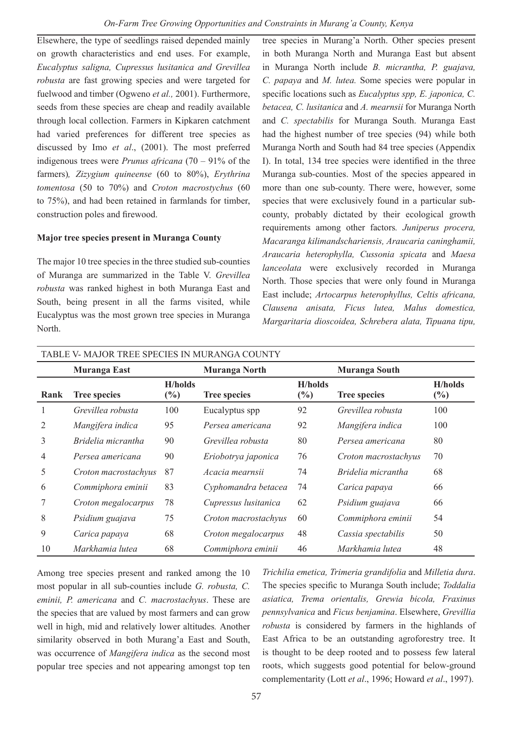Elsewhere, the type of seedlings raised depended mainly on growth characteristics and end uses. For example, *Eucalyptus saligna, Cupressus lusitanica and Grevillea robusta* are fast growing species and were targeted for fuelwood and timber (Ogweno *et al.,* 2001). Furthermore, seeds from these species are cheap and readily available through local collection. Farmers in Kipkaren catchment had varied preferences for different tree species as discussed by Imo *et al*., (2001). The most preferred indigenous trees were *Prunus africana* (70 – 91% of the farmers)*, Zizygium quineense* (60 to 80%), *Erythrina tomentosa* (50 to 70%) and *Croton macrostychus* (60 to 75%), and had been retained in farmlands for timber, construction poles and firewood.

**Major tree species present in Muranga County**

The major 10 tree species in the three studied sub-counties of Muranga are summarized in the Table V. *Grevillea robusta* was ranked highest in both Muranga East and South, being present in all the farms visited, while Eucalyptus was the most grown tree species in Muranga North.

TABLE V- MAJOR TREE SPECIES IN MURANGA COUNTY

| | Muranga East | | Muranga North | | Muranga South | |
|---|---|---|---|---|---|---|
| **Rank** | **Tree species** | **H/holds (%)** | **Tree species** | **H/holds (%)** | **Tree species** | **H/holds (%)** |
| 1 | *Grevillea robusta* | 100 | Eucalyptus spp | 92 | *Grevillea robusta* | 100 |
| 2 | *Mangifera indica* | 95 | *Persea americana* | 92 | *Mangifera indica* | 100 |
| 3 | *Bridelia micrantha* | 90 | *Grevillea robusta* | 80 | *Persea americana* | 80 |
| 4 | *Persea americana* | 90 | *Eriobotrya japonica* | 76 | *Croton macrostachyus* | 70 |
| 5 | *Croton macrostachyus* | 87 | *Acacia mearnsii* | 74 | *Bridelia micrantha* | 68 |
| 6 | *Commiphora eminii* | 83 | *Cyphomandra betacea* | 74 | *Carica papaya* | 66 |
| 7 | *Croton megalocarpus* | 78 | *Cupressus lusitanica* | 62 | *Psidium guajava* | 66 |
| 8 | *Psidium guajava* | 75 | *Croton macrostachyus* | 60 | *Commiphora eminii* | 54 |
| 9 | *Carica papaya* | 68 | *Croton megalocarpus* | 48 | *Cassia spectabilis* | 50 |
| 10 | *Markhamia lutea* | 68 | *Commiphora eminii* | 46 | *Markhamia lutea* | 48 |

Among tree species present and ranked among the 10 most popular in all sub-counties include *G. robusta, C. eminii, P. americana* and *C. macrostachyus*. These are the species that are valued by most farmers and can grow well in high, mid and relatively lower altitudes*.* Another similarity observed in both Murang'a East and South, was occurrence of *Mangifera indica* as the second most popular tree species and not appearing amongst top ten tree species in Murang'a North. Other species present in both Muranga North and Muranga East but absent in Muranga North include *B. micrantha, P. guajava, C. papaya* and *M. lutea.* Some species were popular in specific locations such as *Eucalyptus spp, E. japonica, C. betacea, C. lusitanica* and *A. mearnsii* for Muranga North and *C. spectabilis* for Muranga South. Muranga East had the highest number of tree species (94) while both Muranga North and South had 84 tree species (Appendix I). In total, 134 tree species were identified in the three Muranga sub-counties. Most of the species appeared in more than one sub-county. There were, however, some species that were exclusively found in a particular sub-county, probably dictated by their ecological growth requirements among other factors*. Juniperus procera, Macaranga kilimandschariensis, Araucaria caninghamii, Araucaria heterophylla, Cussonia spicata* and *Maesa lanceolata* were exclusively recorded in Muranga North. Those species that were only found in Muranga East include; *Artocarpus heterophyllus, Celtis africana, Clausena anisata, Ficus lutea, Malus domestica, Margaritaria dioscoidea, Schrebera alata, Tipuana tipu, Trichilia emetica, Trimeria grandifolia* and *Milletia dura*. The species specific to Muranga South include; *Toddalia asiatica, Trema orientalis, Grewia bicola, Fraxinus pennsylvanica* and *Ficus benjamina*. Elsewhere, *Grevillia robusta* is considered by farmers in the highlands of East Africa to be an outstanding agroforestry tree. It is thought to be deep rooted and to possess few lateral roots, which suggests good potential for below-ground complementarity (Lott *et al*., 1996; Howard *et al*., 1997).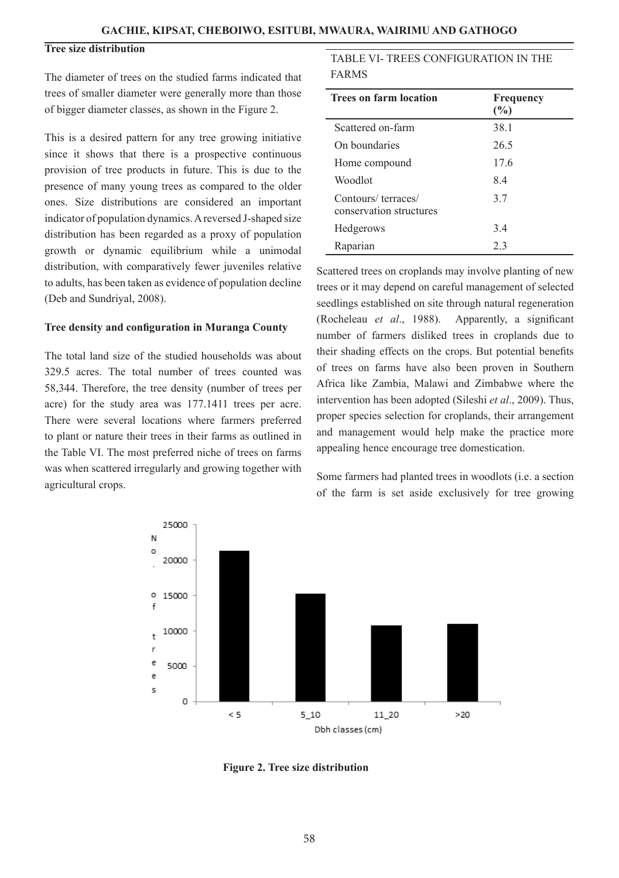### Tree size distribution

The diameter of trees on the studied farms indicated that trees of smaller diameter were generally more than those of bigger diameter classes, as shown in the Figure 2.

This is a desired pattern for any tree growing initiative since it shows that there is a prospective continuous provision of tree products in future. This is due to the presence of many young trees as compared to the older ones. Size distributions are considered an important indicator of population dynamics. A reversed J-shaped size distribution has been regarded as a proxy of population growth or dynamic equilibrium while a unimodal distribution, with comparatively fewer juveniles relative to adults, has been taken as evidence of population decline (Deb and Sundriyal, 2008).

### Tree density and configuration in Muranga County

The total land size of the studied households was about 329.5 acres. The total number of trees counted was 58,344. Therefore, the tree density (number of trees per acre) for the study area was 177.1411 trees per acre. There were several locations where farmers preferred to plant or nature their trees in their farms as outlined in the Table VI. The most preferred niche of trees on farms was when scattered irregularly and growing together with agricultural crops.

TABLE VI- TREES CONFIGURATION IN THE FARMS

| Trees on farm location | Frequency (%) |
|---|---|
| Scattered on-farm | 38.1 |
| On boundaries | 26.5 |
| Home compound | 17.6 |
| Woodlot | 8.4 |
| Contours/ terraces/ conservation structures | 3.7 |
| Hedgerows | 3.4 |
| Raparian | 2.3 |

Scattered trees on croplands may involve planting of new trees or it may depend on careful management of selected seedlings established on site through natural regeneration (Rocheleau *et al*., 1988). Apparently, a significant number of farmers disliked trees in croplands due to their shading effects on the crops. But potential benefits of trees on farms have also been proven in Southern Africa like Zambia, Malawi and Zimbabwe where the intervention has been adopted (Sileshi *et al*., 2009). Thus, proper species selection for croplands, their arrangement and management would help make the practice more appealing hence encourage tree domestication.

Some farmers had planted trees in woodlots (i.e. a section of the farm is set aside exclusively for tree growing

**Figure 2. Tree size distribution**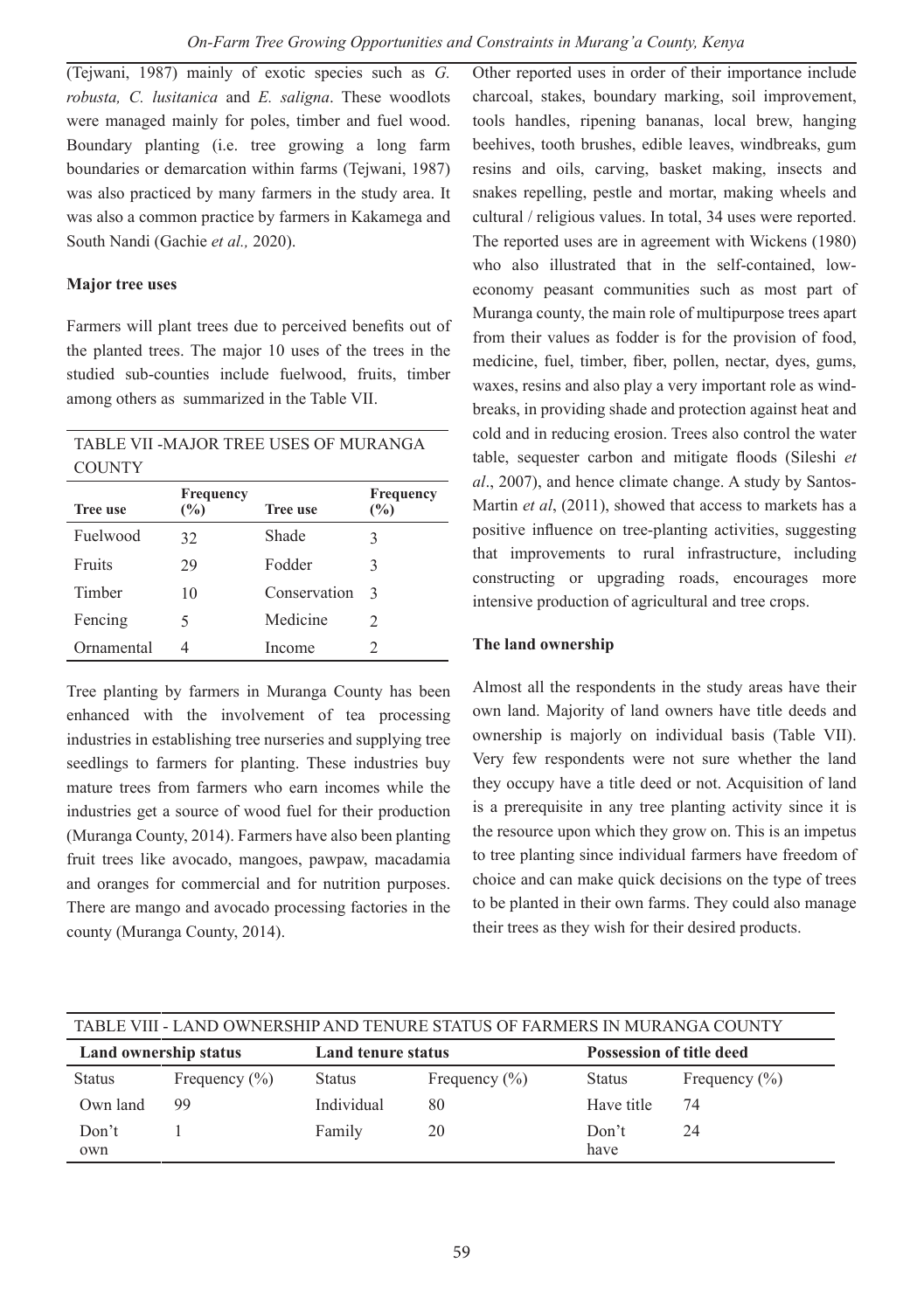(Tejwani, 1987) mainly of exotic species such as *G. robusta, C. lusitanica* and *E. saligna*. These woodlots were managed mainly for poles, timber and fuel wood. Boundary planting (i.e. tree growing a long farm boundaries or demarcation within farms (Tejwani, 1987) was also practiced by many farmers in the study area. It was also a common practice by farmers in Kakamega and South Nandi (Gachie *et al.,* 2020).

**Major tree uses**

Farmers will plant trees due to perceived benefits out of the planted trees. The major 10 uses of the trees in the studied sub-counties include fuelwood, fruits, timber among others as summarized in the Table VII.

TABLE VII -MAJOR TREE USES OF MURANGA COUNTY

| Tree use | Frequency (%) | Tree use | Frequency (%) |
|---|---|---|---|
| Fuelwood | 32 | Shade | 3 |
| Fruits | 29 | Fodder | 3 |
| Timber | 10 | Conservation | 3 |
| Fencing | 5 | Medicine | 2 |
| Ornamental | 4 | Income | 2 |

Tree planting by farmers in Muranga County has been enhanced with the involvement of tea processing industries in establishing tree nurseries and supplying tree seedlings to farmers for planting. These industries buy mature trees from farmers who earn incomes while the industries get a source of wood fuel for their production (Muranga County, 2014). Farmers have also been planting fruit trees like avocado, mangoes, pawpaw, macadamia and oranges for commercial and for nutrition purposes. There are mango and avocado processing factories in the county (Muranga County, 2014).

Other reported uses in order of their importance include charcoal, stakes, boundary marking, soil improvement, tools handles, ripening bananas, local brew, hanging beehives, tooth brushes, edible leaves, windbreaks, gum resins and oils, carving, basket making, insects and snakes repelling, pestle and mortar, making wheels and cultural / religious values. In total, 34 uses were reported. The reported uses are in agreement with Wickens (1980) who also illustrated that in the self-contained, low-economy peasant communities such as most part of Muranga county, the main role of multipurpose trees apart from their values as fodder is for the provision of food, medicine, fuel, timber, fiber, pollen, nectar, dyes, gums, waxes, resins and also play a very important role as wind-breaks, in providing shade and protection against heat and cold and in reducing erosion. Trees also control the water table, sequester carbon and mitigate floods (Sileshi *et al*., 2007), and hence climate change. A study by Santos-Martin *et al*, (2011), showed that access to markets has a positive influence on tree-planting activities, suggesting that improvements to rural infrastructure, including constructing or upgrading roads, encourages more intensive production of agricultural and tree crops.

**The land ownership**

Almost all the respondents in the study areas have their own land. Majority of land owners have title deeds and ownership is majorly on individual basis (Table VII). Very few respondents were not sure whether the land they occupy have a title deed or not. Acquisition of land is a prerequisite in any tree planting activity since it is the resource upon which they grow on. This is an impetus to tree planting since individual farmers have freedom of choice and can make quick decisions on the type of trees to be planted in their own farms. They could also manage their trees as they wish for their desired products.

TABLE VIII - LAND OWNERSHIP AND TENURE STATUS OF FARMERS IN MURANGA COUNTY

| Land ownership status | | Land tenure status | | Possession of title deed | |
|---|---|---|---|---|---|
| Status | Frequency (%) | Status | Frequency (%) | Status | Frequency (%) |
| Own land | 99 | Individual | 80 | Have title | 74 |
| Don't own | 1 | Family | 20 | Don't have | 24 |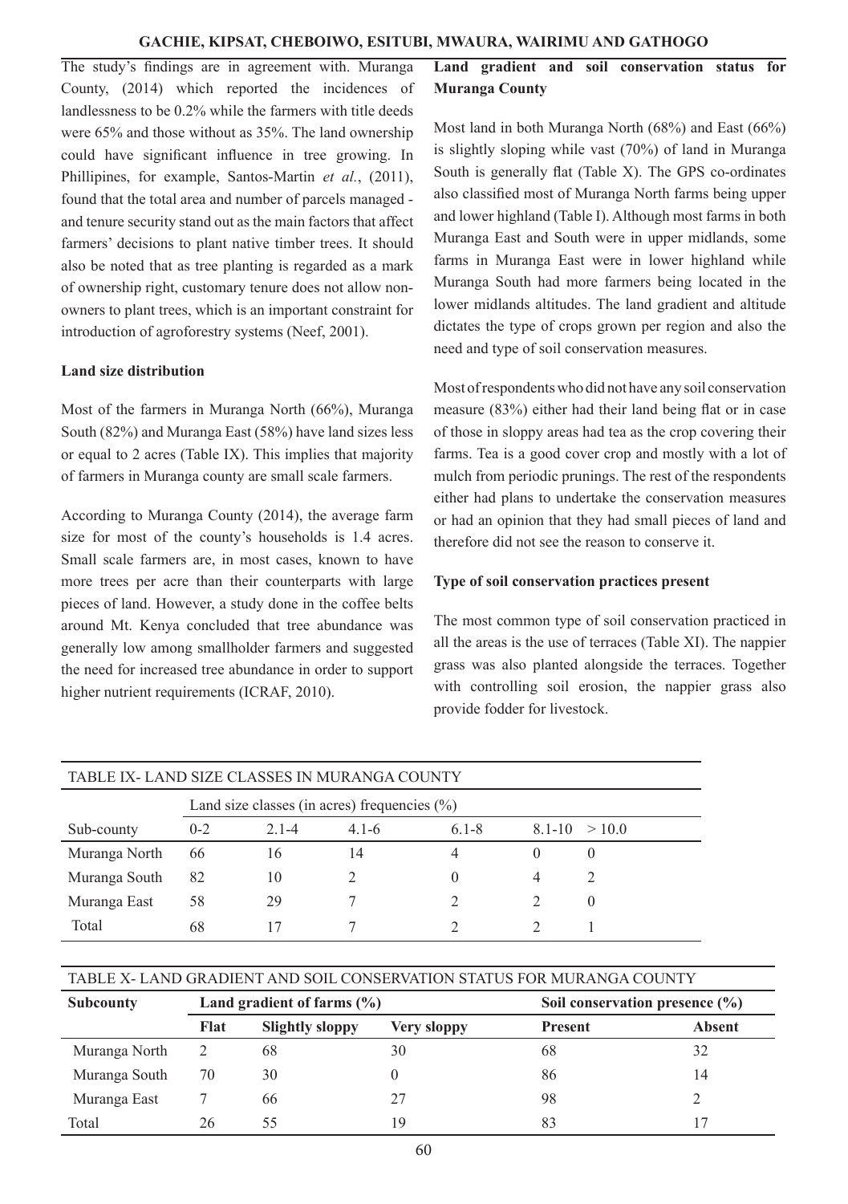The study's findings are in agreement with. Muranga County, (2014) which reported the incidences of landlessness to be 0.2% while the farmers with title deeds were 65% and those without as 35%. The land ownership could have significant influence in tree growing. In Phillipines, for example, Santos-Martin *et al.*, (2011), found that the total area and number of parcels managed - and tenure security stand out as the main factors that affect farmers' decisions to plant native timber trees. It should also be noted that as tree planting is regarded as a mark of ownership right, customary tenure does not allow non-owners to plant trees, which is an important constraint for introduction of agroforestry systems (Neef, 2001).

**Land size distribution**

Most of the farmers in Muranga North (66%), Muranga South (82%) and Muranga East (58%) have land sizes less or equal to 2 acres (Table IX). This implies that majority of farmers in Muranga county are small scale farmers.

According to Muranga County (2014), the average farm size for most of the county's households is 1.4 acres. Small scale farmers are, in most cases, known to have more trees per acre than their counterparts with large pieces of land. However, a study done in the coffee belts around Mt. Kenya concluded that tree abundance was generally low among smallholder farmers and suggested the need for increased tree abundance in order to support higher nutrient requirements (ICRAF, 2010).

**Land gradient and soil conservation status for Muranga County**

Most land in both Muranga North (68%) and East (66%) is slightly sloping while vast (70%) of land in Muranga South is generally flat (Table X). The GPS co-ordinates also classified most of Muranga North farms being upper and lower highland (Table I). Although most farms in both Muranga East and South were in upper midlands, some farms in Muranga East were in lower highland while Muranga South had more farmers being located in the lower midlands altitudes. The land gradient and altitude dictates the type of crops grown per region and also the need and type of soil conservation measures.

Most of respondents who did not have any soil conservation measure (83%) either had their land being flat or in case of those in sloppy areas had tea as the crop covering their farms. Tea is a good cover crop and mostly with a lot of mulch from periodic prunings. The rest of the respondents either had plans to undertake the conservation measures or had an opinion that they had small pieces of land and therefore did not see the reason to conserve it.

**Type of soil conservation practices present**

The most common type of soil conservation practiced in all the areas is the use of terraces (Table XI). The nappier grass was also planted alongside the terraces. Together with controlling soil erosion, the nappier grass also provide fodder for livestock.

TABLE IX- LAND SIZE CLASSES IN MURANGA COUNTY

| | Land size classes (in acres) frequencies (%) | | | | | |
|---|---|---|---|---|---|---|
| Sub-county | 0-2 | 2.1-4 | 4.1-6 | 6.1-8 | 8.1-10 | > 10.0 |
| Muranga North | 66 | 16 | 14 | 4 | 0 | 0 |
| Muranga South | 82 | 10 | 2 | 0 | 4 | 2 |
| Muranga East | 58 | 29 | 7 | 2 | 2 | 0 |
| Total | 68 | 17 | 7 | 2 | 2 | 1 |

TABLE X- LAND GRADIENT AND SOIL CONSERVATION STATUS FOR MURANGA COUNTY

| **Subcounty** | **Land gradient of farms (%)** | | | **Soil conservation presence (%)** | |
|---|---|---|---|---|---|
| | **Flat** | **Slightly sloppy** | **Very sloppy** | **Present** | **Absent** |
| Muranga North | 2 | 68 | 30 | 68 | 32 |
| Muranga South | 70 | 30 | 0 | 86 | 14 |
| Muranga East | 7 | 66 | 27 | 98 | 2 |
| Total | 26 | 55 | 19 | 83 | 17 |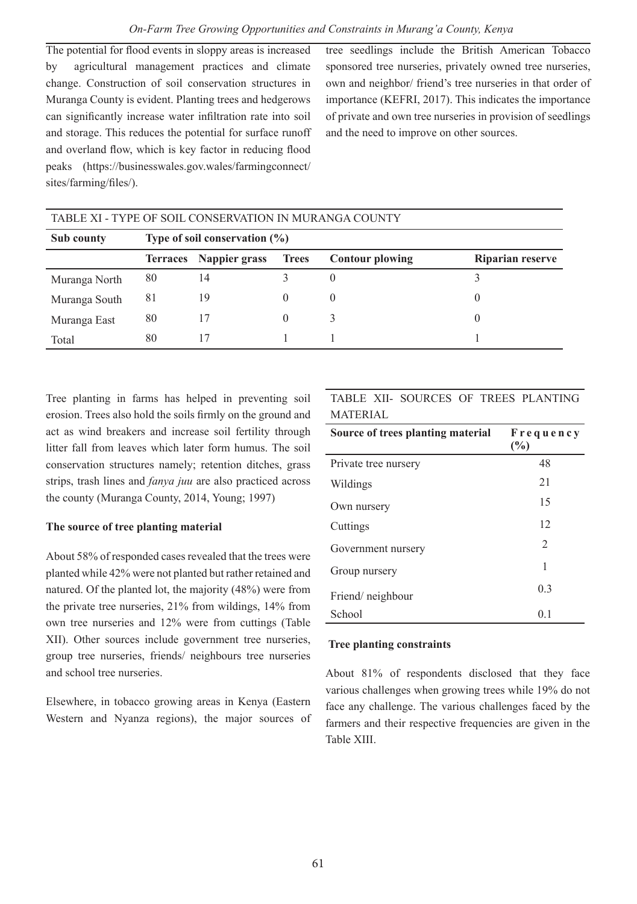The potential for flood events in sloppy areas is increased by agricultural management practices and climate change. Construction of soil conservation structures in Muranga County is evident. Planting trees and hedgerows can significantly increase water infiltration rate into soil and storage. This reduces the potential for surface runoff and overland flow, which is key factor in reducing flood peaks (https://businesswales.gov.wales/farmingconnect/sites/farming/files/).

tree seedlings include the British American Tobacco sponsored tree nurseries, privately owned tree nurseries, own and neighbor/ friend's tree nurseries in that order of importance (KEFRI, 2017). This indicates the importance of private and own tree nurseries in provision of seedlings and the need to improve on other sources.

TABLE XI - TYPE OF SOIL CONSERVATION IN MURANGA COUNTY

| Sub county | Type of soil conservation (%) | | | | |
|---|---|---|---|---|---|
| | **Terraces** | **Nappier grass** | **Trees** | **Contour plowing** | **Riparian reserve** |
| Muranga North | 80 | 14 | 3 | 0 | 3 |
| Muranga South | 81 | 19 | 0 | 0 | 0 |
| Muranga East | 80 | 17 | 0 | 3 | 0 |
| Total | 80 | 17 | 1 | 1 | 1 |

Tree planting in farms has helped in preventing soil erosion. Trees also hold the soils firmly on the ground and act as wind breakers and increase soil fertility through litter fall from leaves which later form humus. The soil conservation structures namely; retention ditches, grass strips, trash lines and *fanya juu* are also practiced across the county (Muranga County, 2014, Young; 1997)

**The source of tree planting material**

About 58% of responded cases revealed that the trees were planted while 42% were not planted but rather retained and natured. Of the planted lot, the majority (48%) were from the private tree nurseries, 21% from wildings, 14% from own tree nurseries and 12% were from cuttings (Table XII). Other sources include government tree nurseries, group tree nurseries, friends/ neighbours tree nurseries and school tree nurseries.

Elsewhere, in tobacco growing areas in Kenya (Eastern Western and Nyanza regions), the major sources of

TABLE XII- SOURCES OF TREES PLANTING MATERIAL

| Source of trees planting material | Frequency (%) |
|---|---|
| Private tree nursery | 48 |
| Wildings | 21 |
| Own nursery | 15 |
| Cuttings | 12 |
| Government nursery | 2 |
| Group nursery | 1 |
| Friend/ neighbour | 0.3 |
| School | 0.1 |

**Tree planting constraints**

About 81% of respondents disclosed that they face various challenges when growing trees while 19% do not face any challenge. The various challenges faced by the farmers and their respective frequencies are given in the Table XIII.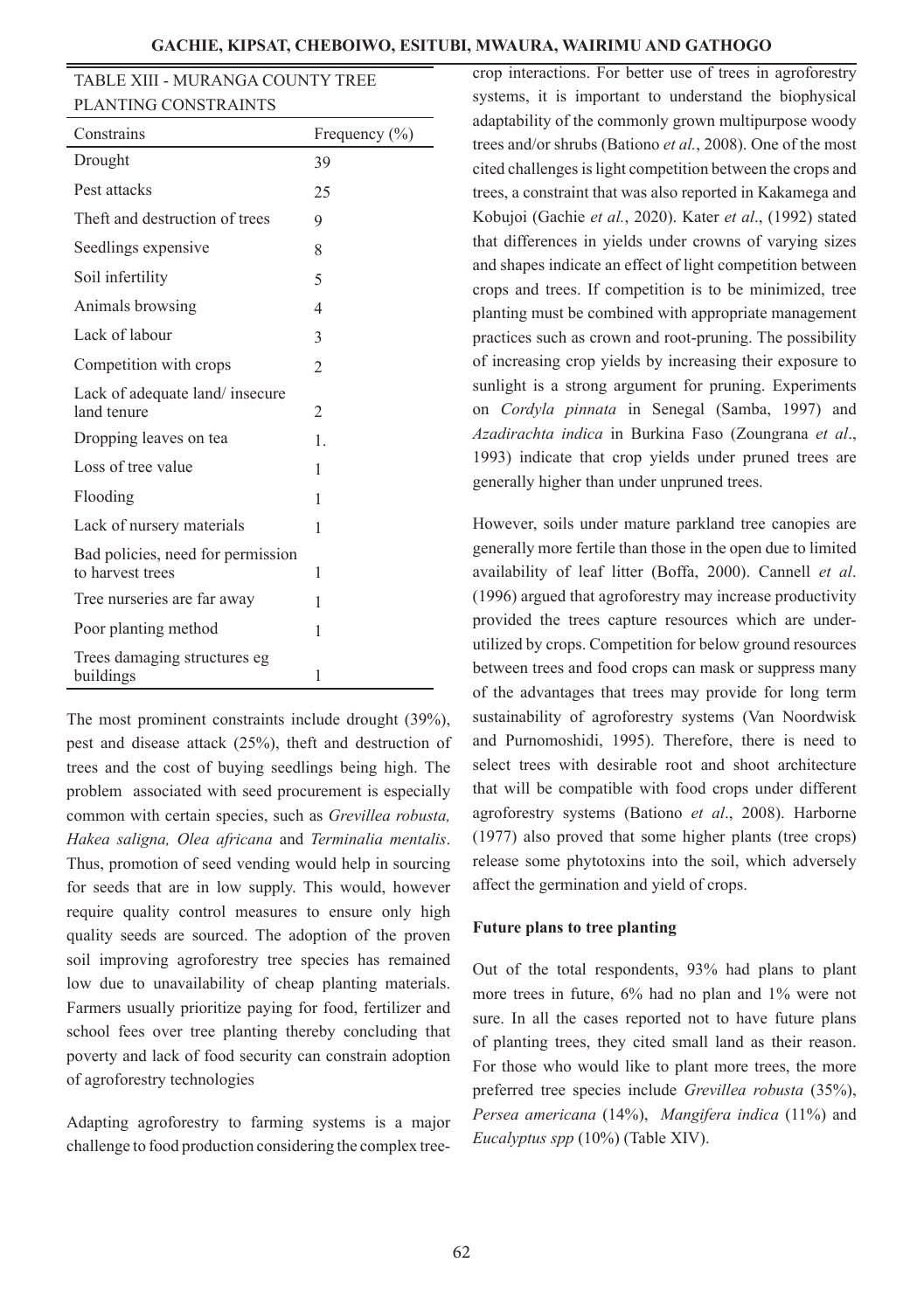TABLE XIII - MURANGA COUNTY TREE PLANTING CONSTRAINTS

| Constrains | Frequency (%) |
|---|---|
| Drought | 39 |
| Pest attacks | 25 |
| Theft and destruction of trees | 9 |
| Seedlings expensive | 8 |
| Soil infertility | 5 |
| Animals browsing | 4 |
| Lack of labour | 3 |
| Competition with crops | 2 |
| Lack of adequate land/ insecure land tenure | 2 |
| Dropping leaves on tea | 1. |
| Loss of tree value | 1 |
| Flooding | 1 |
| Lack of nursery materials | 1 |
| Bad policies, need for permission to harvest trees | 1 |
| Tree nurseries are far away | 1 |
| Poor planting method | 1 |
| Trees damaging structures eg buildings | 1 |

The most prominent constraints include drought (39%), pest and disease attack (25%), theft and destruction of trees and the cost of buying seedlings being high. The problem associated with seed procurement is especially common with certain species, such as *Grevillea robusta, Hakea saligna, Olea africana* and *Terminalia mentalis*. Thus, promotion of seed vending would help in sourcing for seeds that are in low supply. This would, however require quality control measures to ensure only high quality seeds are sourced. The adoption of the proven soil improving agroforestry tree species has remained low due to unavailability of cheap planting materials. Farmers usually prioritize paying for food, fertilizer and school fees over tree planting thereby concluding that poverty and lack of food security can constrain adoption of agroforestry technologies

Adapting agroforestry to farming systems is a major challenge to food production considering the complex tree-crop interactions. For better use of trees in agroforestry systems, it is important to understand the biophysical adaptability of the commonly grown multipurpose woody trees and/or shrubs (Bationo *et al.*, 2008). One of the most cited challenges is light competition between the crops and trees, a constraint that was also reported in Kakamega and Kobujoi (Gachie *et al.*, 2020). Kater *et al*., (1992) stated that differences in yields under crowns of varying sizes and shapes indicate an effect of light competition between crops and trees. If competition is to be minimized, tree planting must be combined with appropriate management practices such as crown and root-pruning. The possibility of increasing crop yields by increasing their exposure to sunlight is a strong argument for pruning. Experiments on *Cordyla pinnata* in Senegal (Samba, 1997) and *Azadirachta indica* in Burkina Faso (Zoungrana *et al*., 1993) indicate that crop yields under pruned trees are generally higher than under unpruned trees.

However, soils under mature parkland tree canopies are generally more fertile than those in the open due to limited availability of leaf litter (Boffa, 2000). Cannell *et al*. (1996) argued that agroforestry may increase productivity provided the trees capture resources which are under-utilized by crops. Competition for below ground resources between trees and food crops can mask or suppress many of the advantages that trees may provide for long term sustainability of agroforestry systems (Van Noordwisk and Purnomoshidi, 1995). Therefore, there is need to select trees with desirable root and shoot architecture that will be compatible with food crops under different agroforestry systems (Bationo *et al*., 2008). Harborne (1977) also proved that some higher plants (tree crops) release some phytotoxins into the soil, which adversely affect the germination and yield of crops.

**Future plans to tree planting**

Out of the total respondents, 93% had plans to plant more trees in future, 6% had no plan and 1% were not sure. In all the cases reported not to have future plans of planting trees, they cited small land as their reason. For those who would like to plant more trees, the more preferred tree species include *Grevillea robusta* (35%), *Persea americana* (14%), *Mangifera indica* (11%) and *Eucalyptus spp* (10%) (Table XIV).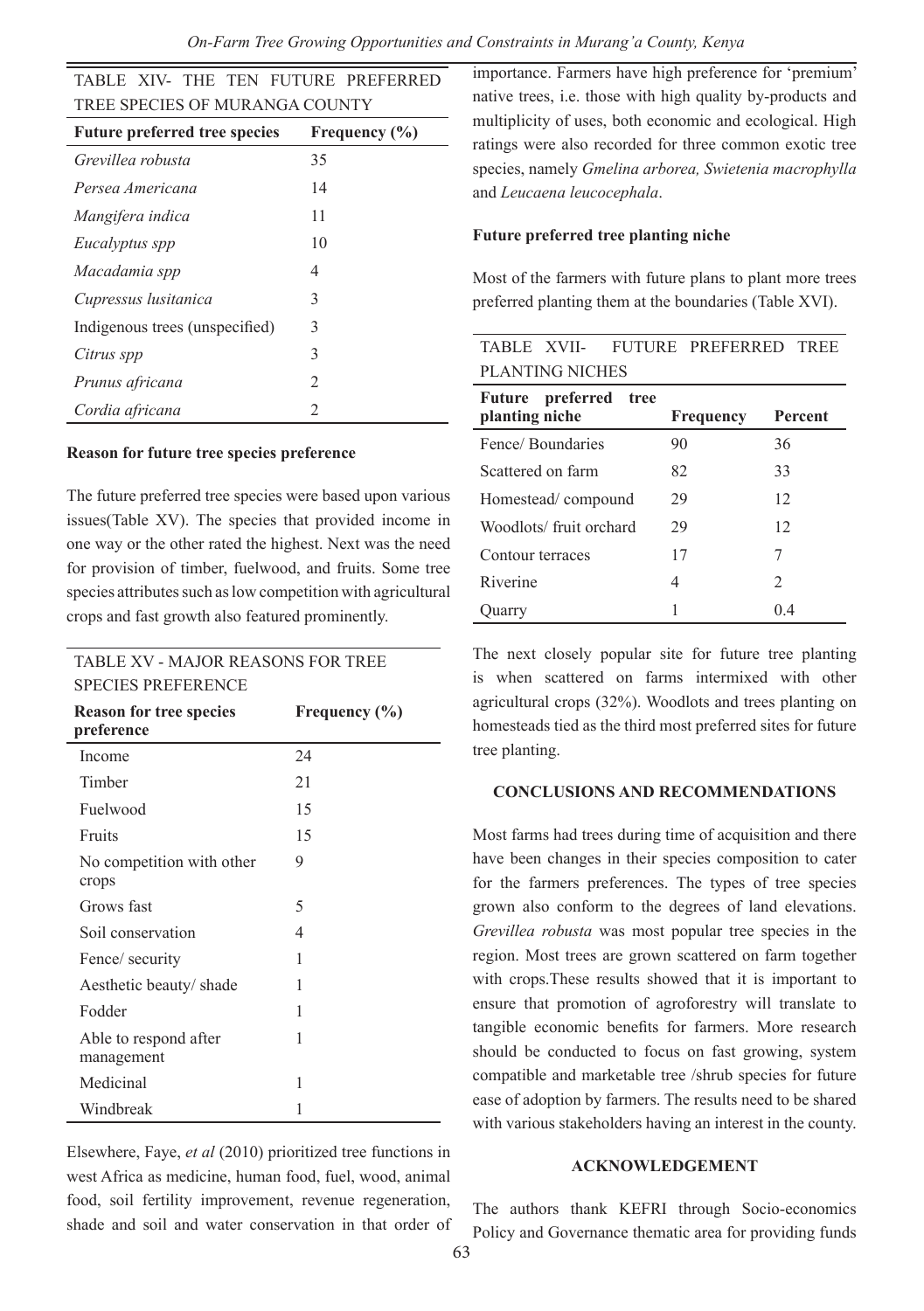TABLE XIV- THE TEN FUTURE PREFERRED TREE SPECIES OF MURANGA COUNTY

| Future preferred tree species | Frequency (%) |
|---|---|
| *Grevillea robusta* | 35 |
| *Persea Americana* | 14 |
| *Mangifera indica* | 11 |
| *Eucalyptus spp* | 10 |
| *Macadamia spp* | 4 |
| *Cupressus lusitanica* | 3 |
| Indigenous trees (unspecified) | 3 |
| *Citrus spp* | 3 |
| *Prunus africana* | 2 |
| *Cordia africana* | 2 |

### Reason for future tree species preference

The future preferred tree species were based upon various issues(Table XV). The species that provided income in one way or the other rated the highest. Next was the need for provision of timber, fuelwood, and fruits. Some tree species attributes such as low competition with agricultural crops and fast growth also featured prominently.

TABLE XV - MAJOR REASONS FOR TREE SPECIES PREFERENCE

| Reason for tree species preference | Frequency (%) |
|---|---|
| Income | 24 |
| Timber | 21 |
| Fuelwood | 15 |
| Fruits | 15 |
| No competition with other crops | 9 |
| Grows fast | 5 |
| Soil conservation | 4 |
| Fence/ security | 1 |
| Aesthetic beauty/ shade | 1 |
| Fodder | 1 |
| Able to respond after management | 1 |
| Medicinal | 1 |
| Windbreak | 1 |

Elsewhere, Faye, *et al* (2010) prioritized tree functions in west Africa as medicine, human food, fuel, wood, animal food, soil fertility improvement, revenue regeneration, shade and soil and water conservation in that order of importance. Farmers have high preference for 'premium' native trees, i.e. those with high quality by-products and multiplicity of uses, both economic and ecological. High ratings were also recorded for three common exotic tree species, namely *Gmelina arborea, Swietenia macrophylla* and *Leucaena leucocephala*.

### Future preferred tree planting niche

Most of the farmers with future plans to plant more trees preferred planting them at the boundaries (Table XVI).

TABLE XVII- FUTURE PREFERRED TREE PLANTING NICHES

| Future preferred tree planting niche | Frequency | Percent |
|---|---|---|
| Fence/ Boundaries | 90 | 36 |
| Scattered on farm | 82 | 33 |
| Homestead/ compound | 29 | 12 |
| Woodlots/ fruit orchard | 29 | 12 |
| Contour terraces | 17 | 7 |
| Riverine | 4 | 2 |
| Quarry | 1 | 0.4 |

The next closely popular site for future tree planting is when scattered on farms intermixed with other agricultural crops (32%). Woodlots and trees planting on homesteads tied as the third most preferred sites for future tree planting.

## CONCLUSIONS AND RECOMMENDATIONS

Most farms had trees during time of acquisition and there have been changes in their species composition to cater for the farmers preferences. The types of tree species grown also conform to the degrees of land elevations. *Grevillea robusta* was most popular tree species in the region. Most trees are grown scattered on farm together with crops.These results showed that it is important to ensure that promotion of agroforestry will translate to tangible economic benefits for farmers. More research should be conducted to focus on fast growing, system compatible and marketable tree /shrub species for future ease of adoption by farmers. The results need to be shared with various stakeholders having an interest in the county.

## ACKNOWLEDGEMENT

The authors thank KEFRI through Socio-economics Policy and Governance thematic area for providing funds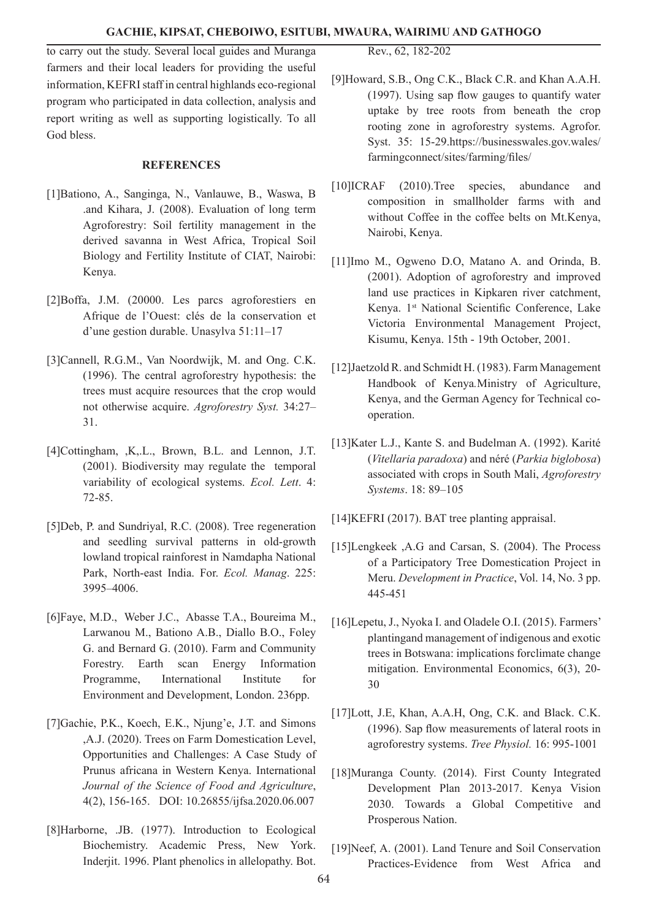to carry out the study. Several local guides and Muranga farmers and their local leaders for providing the useful information, KEFRI staff in central highlands eco-regional program who participated in data collection, analysis and report writing as well as supporting logistically. To all God bless.

## REFERENCES

[1]Bationo, A., Sanginga, N., Vanlauwe, B., Waswa, B .and Kihara, J. (2008). Evaluation of long term Agroforestry: Soil fertility management in the derived savanna in West Africa, Tropical Soil Biology and Fertility Institute of CIAT, Nairobi: Kenya.

[2]Boffa, J.M. (20000. Les parcs agroforestiers en Afrique de l'Ouest: clés de la conservation et d'une gestion durable. Unasylva 51:11–17

[3]Cannell, R.G.M., Van Noordwijk, M. and Ong. C.K. (1996). The central agroforestry hypothesis: the trees must acquire resources that the crop would not otherwise acquire. *Agroforestry Syst.* 34:27–31.

[4]Cottingham, ,K,.L., Brown, B.L. and Lennon, J.T. (2001). Biodiversity may regulate the temporal variability of ecological systems. *Ecol. Lett*. 4: 72-85.

[5]Deb, P. and Sundriyal, R.C. (2008). Tree regeneration and seedling survival patterns in old-growth lowland tropical rainforest in Namdapha National Park, North-east India. For. *Ecol. Manag*. 225: 3995–4006.

[6]Faye, M.D., Weber J.C., Abasse T.A., Boureima M., Larwanou M., Bationo A.B., Diallo B.O., Foley G. and Bernard G. (2010). Farm and Community Forestry. Earth scan Energy Information Programme, International Institute for Environment and Development, London. 236pp.

[7]Gachie, P.K., Koech, E.K., Njung'e, J.T. and Simons ,A.J. (2020). Trees on Farm Domestication Level, Opportunities and Challenges: A Case Study of Prunus africana in Western Kenya. International *Journal of the Science of Food and Agriculture*, 4(2), 156-165. DOI: 10.26855/ijfsa.2020.06.007

[8]Harborne, .JB. (1977). Introduction to Ecological Biochemistry. Academic Press, New York. Inderjit. 1996. Plant phenolics in allelopathy. Bot. Rev., 62, 182-202

[9]Howard, S.B., Ong C.K., Black C.R. and Khan A.A.H. (1997). Using sap flow gauges to quantify water uptake by tree roots from beneath the crop rooting zone in agroforestry systems. Agrofor. Syst. 35: 15-29.https://businesswales.gov.wales/farmingconnect/sites/farming/files/

[10]ICRAF (2010).Tree species, abundance and composition in smallholder farms with and without Coffee in the coffee belts on Mt.Kenya, Nairobi, Kenya.

[11]Imo M., Ogweno D.O, Matano A. and Orinda, B. (2001). Adoption of agroforestry and improved land use practices in Kipkaren river catchment, Kenya. 1st National Scientific Conference, Lake Victoria Environmental Management Project, Kisumu, Kenya. 15th - 19th October, 2001.

[12]Jaetzold R. and Schmidt H. (1983). Farm Management Handbook of Kenya.Ministry of Agriculture, Kenya, and the German Agency for Technical co-operation.

[13]Kater L.J., Kante S. and Budelman A. (1992). Karité (*Vitellaria paradoxa*) and néré (*Parkia biglobosa*) associated with crops in South Mali, *Agroforestry Systems*. 18: 89–105

[14]KEFRI (2017). BAT tree planting appraisal.

[15]Lengkeek ,A.G and Carsan, S. (2004). The Process of a Participatory Tree Domestication Project in Meru. *Development in Practice*, Vol. 14, No. 3 pp. 445-451

[16]Lepetu, J., Nyoka I. and Oladele O.I. (2015). Farmers' plantingand management of indigenous and exotic trees in Botswana: implications forclimate change mitigation. Environmental Economics, 6(3), 20-30

[17]Lott, J.E, Khan, A.A.H, Ong, C.K. and Black. C.K. (1996). Sap flow measurements of lateral roots in agroforestry systems. *Tree Physiol.* 16: 995-1001

[18]Muranga County. (2014). First County Integrated Development Plan 2013-2017. Kenya Vision 2030. Towards a Global Competitive and Prosperous Nation.

[19]Neef, A. (2001). Land Tenure and Soil Conservation Practices-Evidence from West Africa and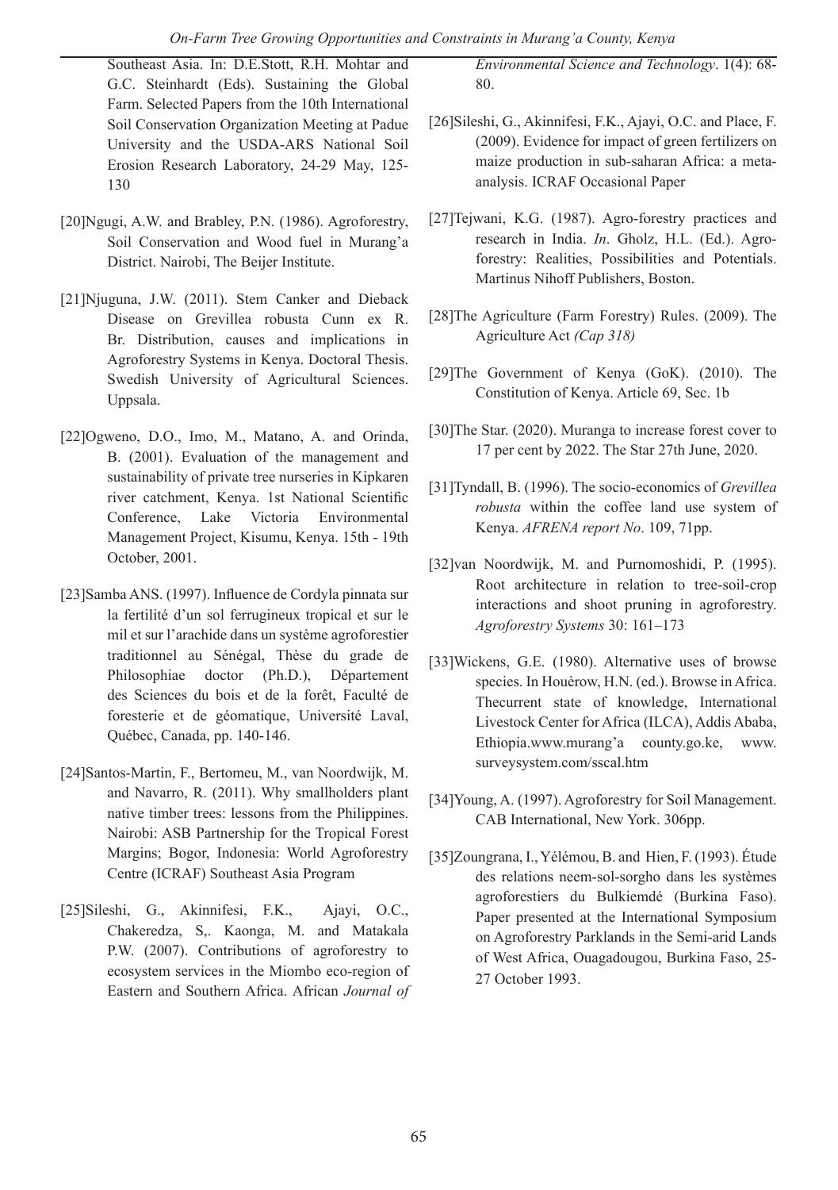Southeast Asia. In: D.E.Stott, R.H. Mohtar and G.C. Steinhardt (Eds). Sustaining the Global Farm. Selected Papers from the 10th International Soil Conservation Organization Meeting at Padue University and the USDA-ARS National Soil Erosion Research Laboratory, 24-29 May, 125-130

[20]Ngugi, A.W. and Brabley, P.N. (1986). Agroforestry, Soil Conservation and Wood fuel in Murang'a District. Nairobi, The Beijer Institute.

[21]Njuguna, J.W. (2011). Stem Canker and Dieback Disease on Grevillea robusta Cunn ex R. Br. Distribution, causes and implications in Agroforestry Systems in Kenya. Doctoral Thesis. Swedish University of Agricultural Sciences. Uppsala.

[22]Ogweno, D.O., Imo, M., Matano, A. and Orinda, B. (2001). Evaluation of the management and sustainability of private tree nurseries in Kipkaren river catchment, Kenya. 1st National Scientific Conference, Lake Victoria Environmental Management Project, Kisumu, Kenya. 15th - 19th October, 2001.

[23]Samba ANS. (1997). Influence de Cordyla pinnata sur la fertilité d'un sol ferrugineux tropical et sur le mil et sur l'arachide dans un système agroforestier traditionnel au Sénégal, Thèse du grade de Philosophiae doctor (Ph.D.), Département des Sciences du bois et de la forêt, Faculté de foresterie et de géomatique, Université Laval, Québec, Canada, pp. 140-146.

[24]Santos-Martin, F., Bertomeu, M., van Noordwijk, M. and Navarro, R. (2011). Why smallholders plant native timber trees: lessons from the Philippines. Nairobi: ASB Partnership for the Tropical Forest Margins; Bogor, Indonesia: World Agroforestry Centre (ICRAF) Southeast Asia Program

[25]Sileshi, G., Akinnifesi, F.K., Ajayi, O.C., Chakeredza, S,. Kaonga, M. and Matakala P.W. (2007). Contributions of agroforestry to ecosystem services in the Miombo eco-region of Eastern and Southern Africa. African *Journal of Environmental Science and Technology*. 1(4): 68-80.

[26]Sileshi, G., Akinnifesi, F.K., Ajayi, O.C. and Place, F. (2009). Evidence for impact of green fertilizers on maize production in sub-saharan Africa: a meta-analysis. ICRAF Occasional Paper

[27]Tejwani, K.G. (1987). Agro-forestry practices and research in India. *In*. Gholz, H.L. (Ed.). Agro-forestry: Realities, Possibilities and Potentials. Martinus Nihoff Publishers, Boston.

[28]The Agriculture (Farm Forestry) Rules. (2009). The Agriculture Act *(Cap 318)*

[29]The Government of Kenya (GoK). (2010). The Constitution of Kenya. Article 69, Sec. 1b

[30]The Star. (2020). Muranga to increase forest cover to 17 per cent by 2022. The Star 27th June, 2020.

[31]Tyndall, B. (1996). The socio-economics of *Grevillea robusta* within the coffee land use system of Kenya. *AFRENA report No*. 109, 71pp.

[32]van Noordwijk, M. and Purnomoshidi, P. (1995). Root architecture in relation to tree-soil-crop interactions and shoot pruning in agroforestry. *Agroforestry Systems* 30: 161–173

[33]Wickens, G.E. (1980). Alternative uses of browse species. In Houèrow, H.N. (ed.). Browse in Africa. Thecurrent state of knowledge, International Livestock Center for Africa (ILCA), Addis Ababa, Ethiopia.www.murang'a county.go.ke, www. surveysystem.com/sscal.htm

[34]Young, A. (1997). Agroforestry for Soil Management. CAB International, New York. 306pp.

[35]Zoungrana, I., Yélémou, B. and Hien, F. (1993). Étude des relations neem-sol-sorgho dans les systèmes agroforestiers du Bulkiemdé (Burkina Faso). Paper presented at the International Symposium on Agroforestry Parklands in the Semi-arid Lands of West Africa, Ouagadougou, Burkina Faso, 25-27 October 1993.